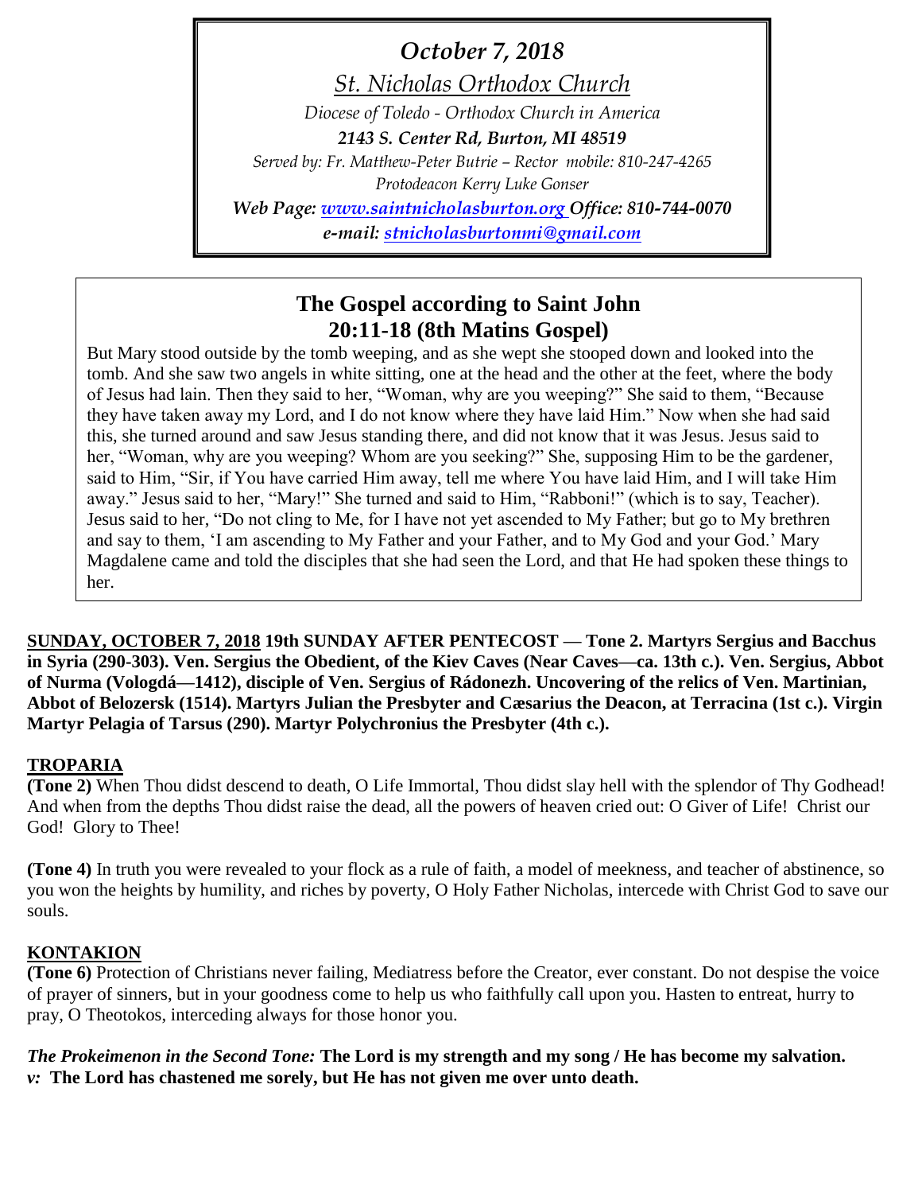*October 7, 2018*

*St. Nicholas Orthodox Church*

*Diocese of Toledo - Orthodox Church in America*

***2143 S. Center Rd, Burton, MI 48519***

*Served by: Fr. Matthew-Peter Butrie – Rector mobile: 810-247-4265*

*Protodeacon Kerry Luke Gonser*

***Web Page: [www.saintnicholasburton.org](http://www.saintnicholasburton.org) Office: 810-744-0070***

***e-mail: [stnicholasburtonmi@gmail.com](mailto:stnicholasburtonmi@gmail.com)***

## The Gospel according to Saint John 20:11-18 (8th Matins Gospel)

But Mary stood outside by the tomb weeping, and as she wept she stooped down and looked into the tomb. And she saw two angels in white sitting, one at the head and the other at the feet, where the body of Jesus had lain. Then they said to her, "Woman, why are you weeping?" She said to them, "Because they have taken away my Lord, and I do not know where they have laid Him." Now when she had said this, she turned around and saw Jesus standing there, and did not know that it was Jesus. Jesus said to her, "Woman, why are you weeping? Whom are you seeking?" She, supposing Him to be the gardener, said to Him, "Sir, if You have carried Him away, tell me where You have laid Him, and I will take Him away." Jesus said to her, "Mary!" She turned and said to Him, "Rabboni!" (which is to say, Teacher). Jesus said to her, "Do not cling to Me, for I have not yet ascended to My Father; but go to My brethren and say to them, 'I am ascending to My Father and your Father, and to My God and your God.' Mary Magdalene came and told the disciples that she had seen the Lord, and that He had spoken these things to her.

**SUNDAY, OCTOBER 7, 2018 19th SUNDAY AFTER PENTECOST — Tone 2. Martyrs Sergius and Bacchus in Syria (290-303). Ven. Sergius the Obedient, of the Kiev Caves (Near Caves—ca. 13th c.). Ven. Sergius, Abbot of Nurma (Vologdá—1412), disciple of Ven. Sergius of Rádonezh. Uncovering of the relics of Ven. Martinian, Abbot of Belozersk (1514). Martyrs Julian the Presbyter and Cæsarius the Deacon, at Terracina (1st c.). Virgin Martyr Pelagia of Tarsus (290). Martyr Polychronius the Presbyter (4th c.).**

### TROPARIA

**(Tone 2)** When Thou didst descend to death, O Life Immortal, Thou didst slay hell with the splendor of Thy Godhead! And when from the depths Thou didst raise the dead, all the powers of heaven cried out: O Giver of Life! Christ our God! Glory to Thee!

**(Tone 4)** In truth you were revealed to your flock as a rule of faith, a model of meekness, and teacher of abstinence, so you won the heights by humility, and riches by poverty, O Holy Father Nicholas, intercede with Christ God to save our souls.

### KONTAKION

**(Tone 6)** Protection of Christians never failing, Mediatress before the Creator, ever constant. Do not despise the voice of prayer of sinners, but in your goodness come to help us who faithfully call upon you. Hasten to entreat, hurry to pray, O Theotokos, interceding always for those honor you.

***The Prokeimenon in the Second Tone:*** **The Lord is my strength and my song / He has become my salvation.**
***v:*** **The Lord has chastened me sorely, but He has not given me over unto death.**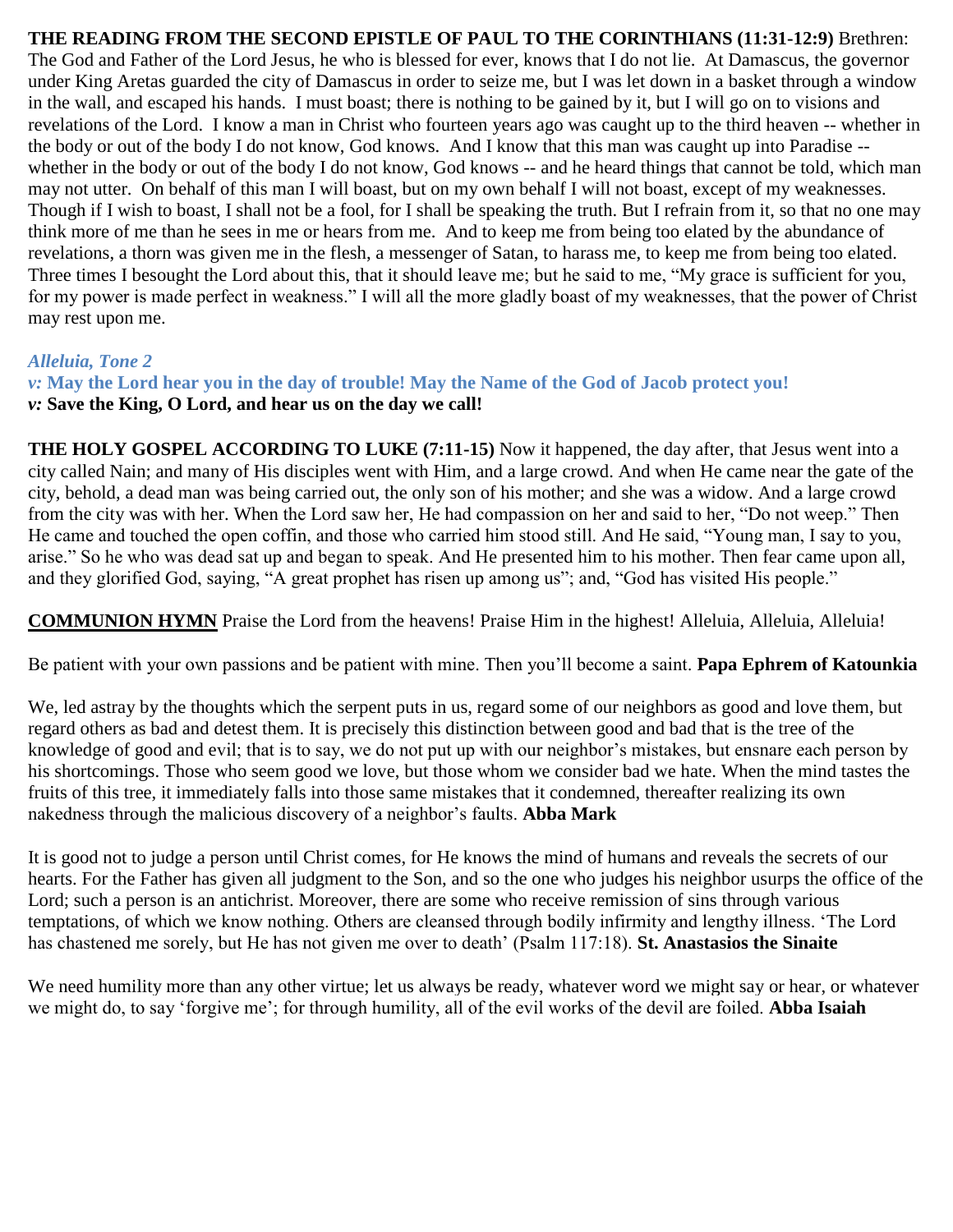**THE READING FROM THE SECOND EPISTLE OF PAUL TO THE CORINTHIANS (11:31-12:9)** Brethren: The God and Father of the Lord Jesus, he who is blessed for ever, knows that I do not lie. At Damascus, the governor under King Aretas guarded the city of Damascus in order to seize me, but I was let down in a basket through a window in the wall, and escaped his hands. I must boast; there is nothing to be gained by it, but I will go on to visions and revelations of the Lord. I know a man in Christ who fourteen years ago was caught up to the third heaven -- whether in the body or out of the body I do not know, God knows. And I know that this man was caught up into Paradise -- whether in the body or out of the body I do not know, God knows -- and he heard things that cannot be told, which man may not utter. On behalf of this man I will boast, but on my own behalf I will not boast, except of my weaknesses. Though if I wish to boast, I shall not be a fool, for I shall be speaking the truth. But I refrain from it, so that no one may think more of me than he sees in me or hears from me. And to keep me from being too elated by the abundance of revelations, a thorn was given me in the flesh, a messenger of Satan, to harass me, to keep me from being too elated. Three times I besought the Lord about this, that it should leave me; but he said to me, "My grace is sufficient for you, for my power is made perfect in weakness." I will all the more gladly boast of my weaknesses, that the power of Christ may rest upon me.

***Alleluia, Tone 2***
***v:*** **May the Lord hear you in the day of trouble! May the Name of the God of Jacob protect you!**
***v:*** **Save the King, O Lord, and hear us on the day we call!**

**THE HOLY GOSPEL ACCORDING TO LUKE (7:11-15)** Now it happened, the day after, that Jesus went into a city called Nain; and many of His disciples went with Him, and a large crowd. And when He came near the gate of the city, behold, a dead man was being carried out, the only son of his mother; and she was a widow. And a large crowd from the city was with her. When the Lord saw her, He had compassion on her and said to her, "Do not weep." Then He came and touched the open coffin, and those who carried him stood still. And He said, "Young man, I say to you, arise." So he who was dead sat up and began to speak. And He presented him to his mother. Then fear came upon all, and they glorified God, saying, "A great prophet has risen up among us"; and, "God has visited His people."

**COMMUNION HYMN** Praise the Lord from the heavens! Praise Him in the highest! Alleluia, Alleluia, Alleluia!

Be patient with your own passions and be patient with mine. Then you'll become a saint. **Papa Ephrem of Katounkia**

We, led astray by the thoughts which the serpent puts in us, regard some of our neighbors as good and love them, but regard others as bad and detest them. It is precisely this distinction between good and bad that is the tree of the knowledge of good and evil; that is to say, we do not put up with our neighbor's mistakes, but ensnare each person by his shortcomings. Those who seem good we love, but those whom we consider bad we hate. When the mind tastes the fruits of this tree, it immediately falls into those same mistakes that it condemned, thereafter realizing its own nakedness through the malicious discovery of a neighbor's faults. **Abba Mark**

It is good not to judge a person until Christ comes, for He knows the mind of humans and reveals the secrets of our hearts. For the Father has given all judgment to the Son, and so the one who judges his neighbor usurps the office of the Lord; such a person is an antichrist. Moreover, there are some who receive remission of sins through various temptations, of which we know nothing. Others are cleansed through bodily infirmity and lengthy illness. 'The Lord has chastened me sorely, but He has not given me over to death' (Psalm 117:18). **St. Anastasios the Sinaite**

We need humility more than any other virtue; let us always be ready, whatever word we might say or hear, or whatever we might do, to say 'forgive me'; for through humility, all of the evil works of the devil are foiled. **Abba Isaiah**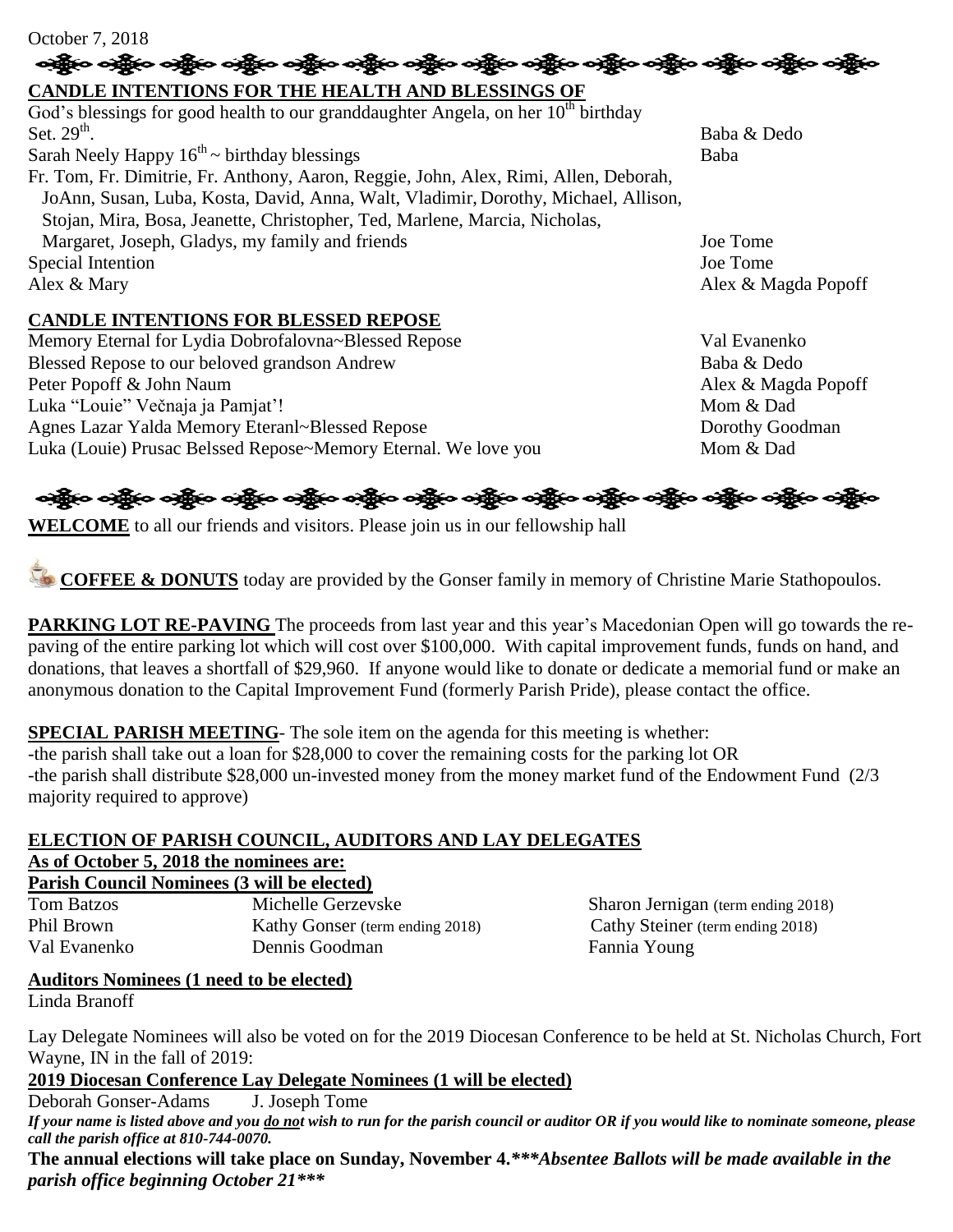October 7, 2018

**CANDLE INTENTIONS FOR THE HEALTH AND BLESSINGS OF**

| | |
|---|---|
| God's blessings for good health to our granddaughter Angela, on her 10th birthday Set. 29th. | Baba & Dedo |
| Sarah Neely Happy 16th ~ birthday blessings | Baba |
| Fr. Tom, Fr. Dimitrie, Fr. Anthony, Aaron, Reggie, John, Alex, Rimi, Allen, Deborah, JoAnn, Susan, Luba, Kosta, David, Anna, Walt, Vladimir, Dorothy, Michael, Allison, Stojan, Mira, Bosa, Jeanette, Christopher, Ted, Marlene, Marcia, Nicholas, Margaret, Joseph, Gladys, my family and friends | Joe Tome |
| Special Intention | Joe Tome |
| Alex & Mary | Alex & Magda Popoff |

**CANDLE INTENTIONS FOR BLESSED REPOSE**

| | |
|---|---|
| Memory Eternal for Lydia Dobrofalovna~Blessed Repose | Val Evanenko |
| Blessed Repose to our beloved grandson Andrew | Baba & Dedo |
| Peter Popoff & John Naum | Alex & Magda Popoff |
| Luka "Louie" Večnaja ja Pamjat'! | Mom & Dad |
| Agnes Lazar Yalda Memory Eteranl~Blessed Repose | Dorothy Goodman |
| Luka (Louie) Prusac Belssed Repose~Memory Eternal. We love you | Mom & Dad |

**WELCOME** to all our friends and visitors. Please join us in our fellowship hall

**COFFEE & DONUTS** today are provided by the Gonser family in memory of Christine Marie Stathopoulos.

**PARKING LOT RE-PAVING** The proceeds from last year and this year's Macedonian Open will go towards the re-paving of the entire parking lot which will cost over $100,000. With capital improvement funds, funds on hand, and donations, that leaves a shortfall of $29,960. If anyone would like to donate or dedicate a memorial fund or make an anonymous donation to the Capital Improvement Fund (formerly Parish Pride), please contact the office.

**SPECIAL PARISH MEETING**- The sole item on the agenda for this meeting is whether:
-the parish shall take out a loan for $28,000 to cover the remaining costs for the parking lot OR
-the parish shall distribute $28,000 un-invested money from the money market fund of the Endowment Fund (2/3 majority required to approve)

**ELECTION OF PARISH COUNCIL, AUDITORS AND LAY DELEGATES**

**As of October 5, 2018 the nominees are:**

**Parish Council Nominees (3 will be elected)**

| | | |
|---|---|---|
| Tom Batzos | Michelle Gerzevske | Sharon Jernigan (term ending 2018) |
| Phil Brown | Kathy Gonser (term ending 2018) | Cathy Steiner (term ending 2018) |
| Val Evanenko | Dennis Goodman | Fannia Young |

**Auditors Nominees (1 need to be elected)**

Linda Branoff

Lay Delegate Nominees will also be voted on for the 2019 Diocesan Conference to be held at St. Nicholas Church, Fort Wayne, IN in the fall of 2019:

**2019 Diocesan Conference Lay Delegate Nominees (1 will be elected)**

Deborah Gonser-Adams J. Joseph Tome

***If your name is listed above and you do not wish to run for the parish council or auditor OR if you would like to nominate someone, please call the parish office at 810-744-0070.***

**The annual elections will take place on Sunday, November 4.*****Absentee Ballots will be made available in the parish office beginning October 21*****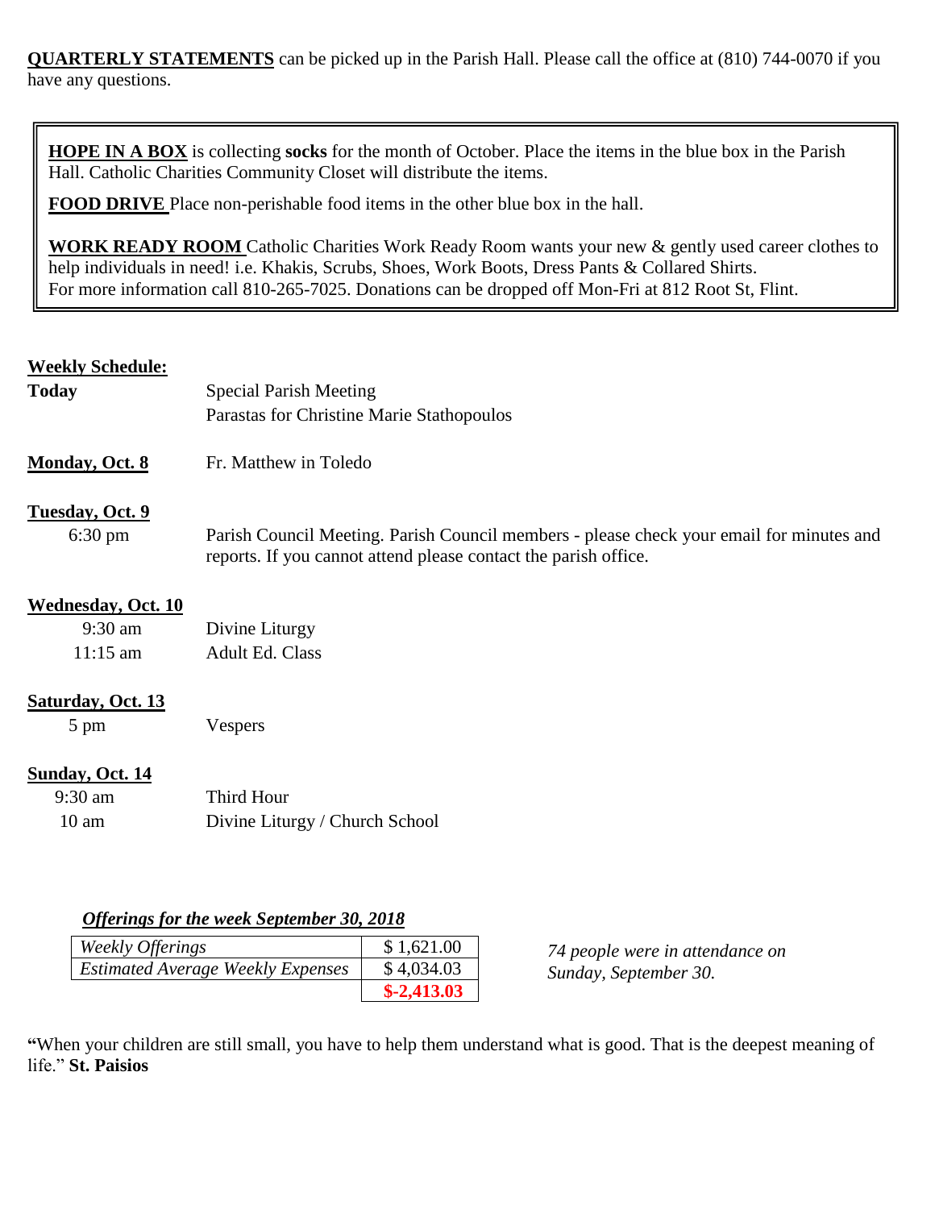**QUARTERLY STATEMENTS** can be picked up in the Parish Hall. Please call the office at (810) 744-0070 if you have any questions.

**HOPE IN A BOX** is collecting **socks** for the month of October. Place the items in the blue box in the Parish Hall. Catholic Charities Community Closet will distribute the items.

**FOOD DRIVE** Place non-perishable food items in the other blue box in the hall.

**WORK READY ROOM** Catholic Charities Work Ready Room wants your new & gently used career clothes to help individuals in need! i.e. Khakis, Scrubs, Shoes, Work Boots, Dress Pants & Collared Shirts.
For more information call 810-265-7025. Donations can be dropped off Mon-Fri at 812 Root St, Flint.

**Weekly Schedule:**

**Today**
Special Parish Meeting
Parastas for Christine Marie Stathopoulos

**Monday, Oct. 8**
Fr. Matthew in Toledo

**Tuesday, Oct. 9**
6:30 pm — Parish Council Meeting. Parish Council members - please check your email for minutes and reports. If you cannot attend please contact the parish office.

**Wednesday, Oct. 10**
9:30 am — Divine Liturgy
11:15 am — Adult Ed. Class

**Saturday, Oct. 13**
5 pm — Vespers

**Sunday, Oct. 14**
9:30 am — Third Hour
10 am — Divine Liturgy / Church School

***Offerings for the week September 30, 2018***

| | |
|---|---|
| *Weekly Offerings* | $ 1,621.00 |
| *Estimated Average Weekly Expenses* | $ 4,034.03 |
| | **$-2,413.03** |

*74 people were in attendance on Sunday, September 30.*

**"**When your children are still small, you have to help them understand what is good. That is the deepest meaning of life." **St. Paisios**